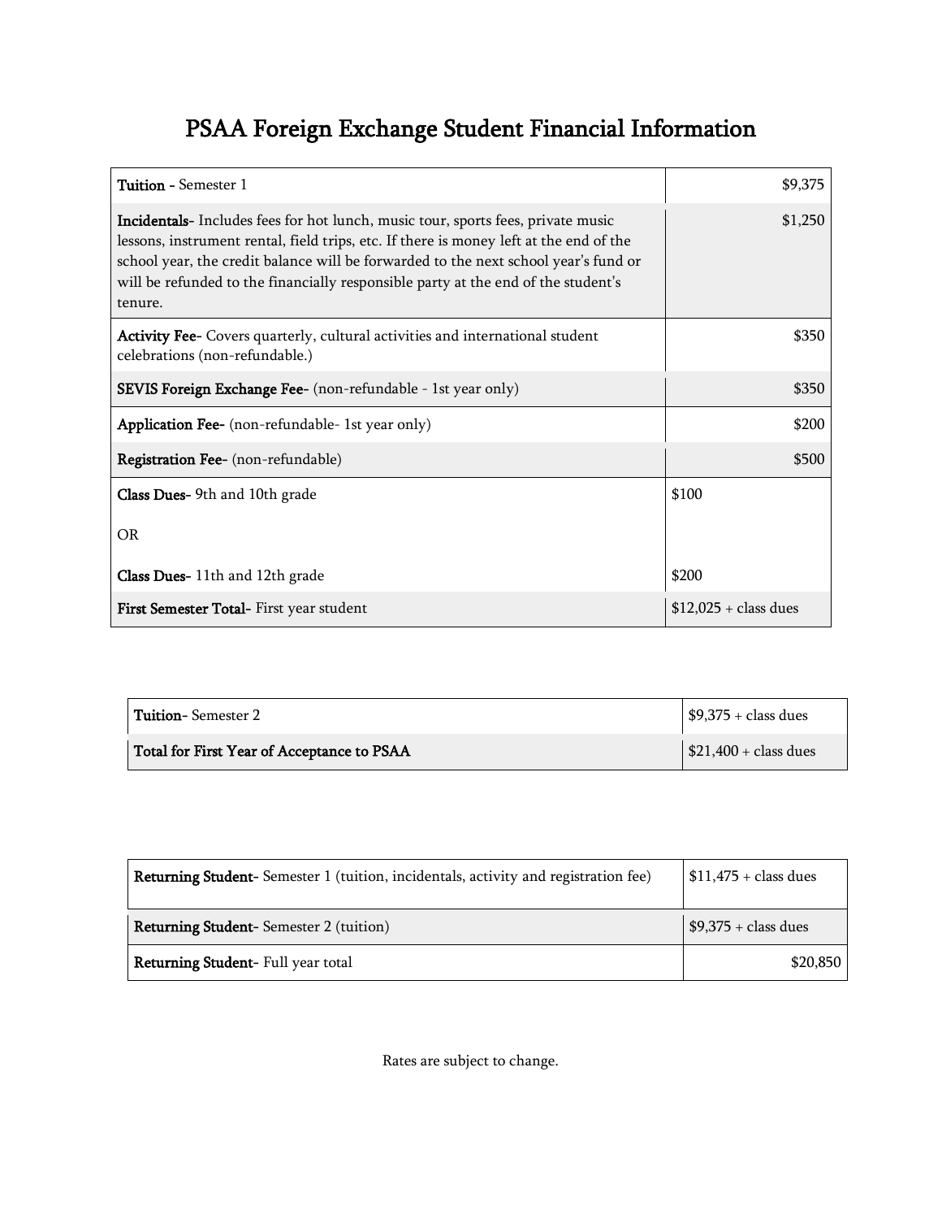# PSAA Foreign Exchange Student Financial Information

| Item | Amount |
|---|---|
| **Tuition -** Semester 1 | $9,375 |
| **Incidentals-** Includes fees for hot lunch, music tour, sports fees, private music lessons, instrument rental, field trips, etc. If there is money left at the end of the school year, the credit balance will be forwarded to the next school year's fund or will be refunded to the financially responsible party at the end of the student's tenure. | $1,250 |
| **Activity Fee-** Covers quarterly, cultural activities and international student celebrations (non-refundable.) | $350 |
| **SEVIS Foreign Exchange Fee-** (non-refundable - 1st year only) | $350 |
| **Application Fee-** (non-refundable- 1st year only) | $200 |
| **Registration Fee-** (non-refundable) | $500 |
| **Class Dues-** 9th and 10th grade<br><br>OR<br><br>**Class Dues-** 11th and 12th grade | $100<br><br><br><br>$200 |
| **First Semester Total-** First year student | $12,025 + class dues |

| Item | Amount |
|---|---|
| **Tuition-** Semester 2 | $9,375 + class dues |
| **Total for First Year of Acceptance to PSAA** | $21,400 + class dues |

| Item | Amount |
|---|---|
| **Returning Student-** Semester 1 (tuition, incidentals, activity and registration fee) | $11,475 + class dues |
| **Returning Student-** Semester 2 (tuition) | $9,375 + class dues |
| **Returning Student-** Full year total | $20,850 |

Rates are subject to change.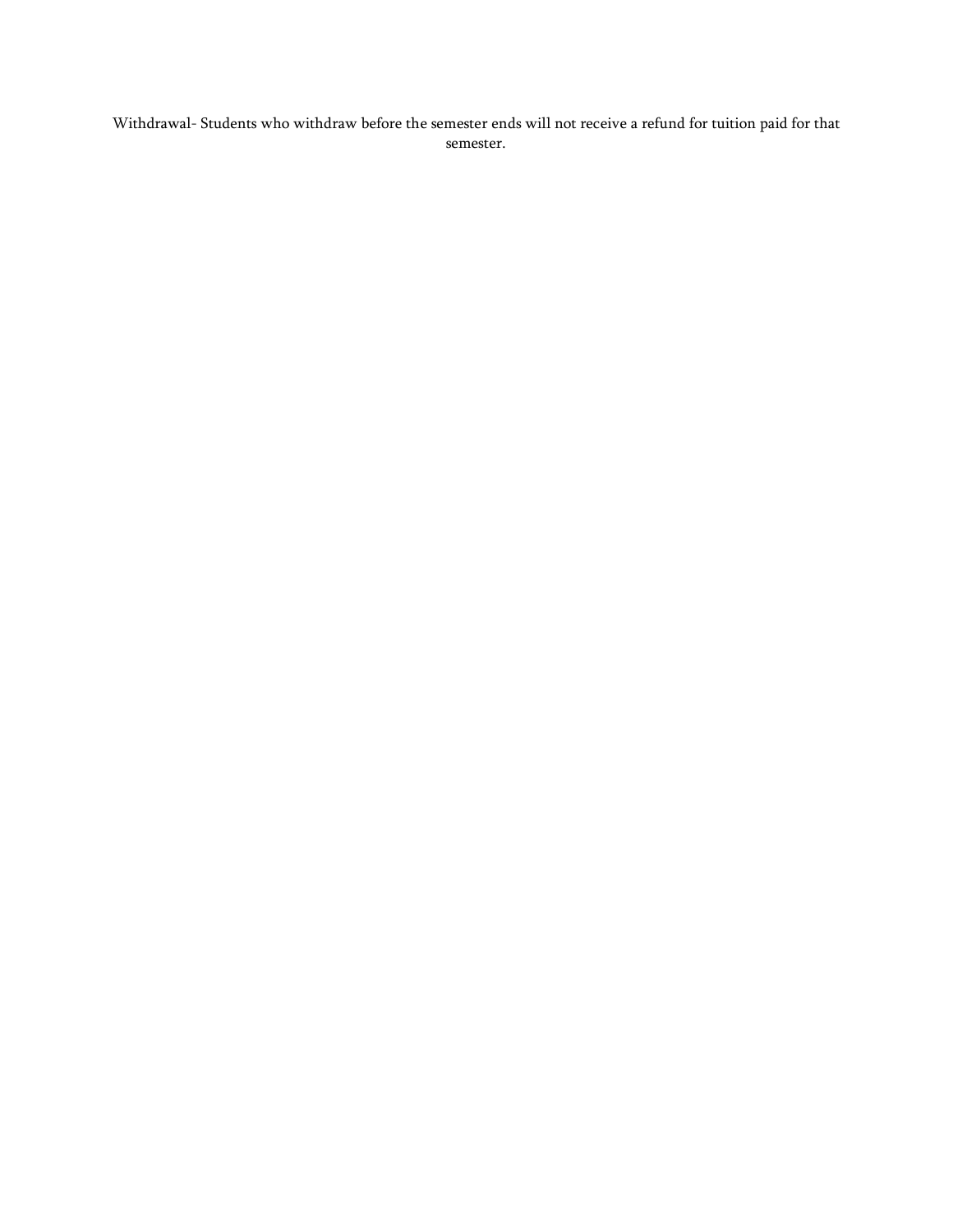Withdrawal- Students who withdraw before the semester ends will not receive a refund for tuition paid for that semester.